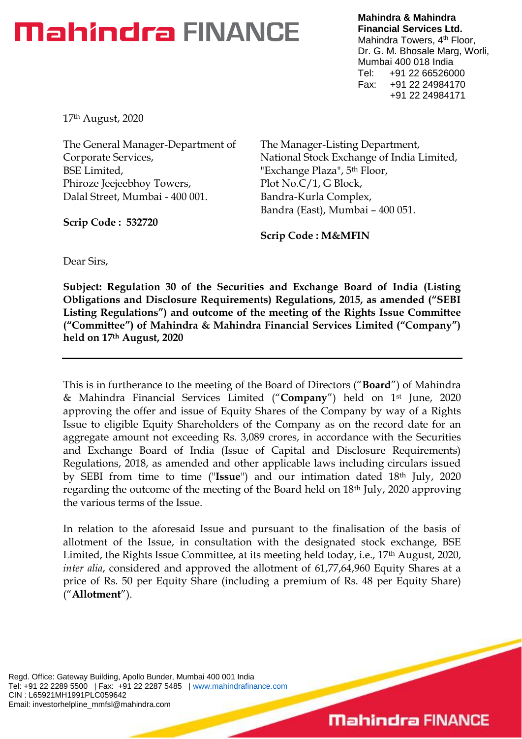**Mahindra & Mahindra Financial Services Ltd.**
Mahindra Towers, 4th Floor,
Dr. G. M. Bhosale Marg, Worli,
Mumbai 400 018 India
Tel: +91 22 66526000
Fax: +91 22 24984170
+91 22 24984171

17th August, 2020

The General Manager-Department of Corporate Services,
BSE Limited,
Phiroze Jeejeebhoy Towers,
Dalal Street, Mumbai - 400 001.

**Scrip Code : 532720**

The Manager-Listing Department,
National Stock Exchange of India Limited,
"Exchange Plaza", 5th Floor,
Plot No.C/1, G Block,
Bandra-Kurla Complex,
Bandra (East), Mumbai – 400 051.

**Scrip Code : M&MFIN**

Dear Sirs,

**Subject: Regulation 30 of the Securities and Exchange Board of India (Listing Obligations and Disclosure Requirements) Regulations, 2015, as amended ("SEBI Listing Regulations") and outcome of the meeting of the Rights Issue Committee ("Committee") of Mahindra & Mahindra Financial Services Limited ("Company") held on 17th August, 2020**

---

This is in furtherance to the meeting of the Board of Directors ("**Board**") of Mahindra & Mahindra Financial Services Limited ("**Company**") held on 1st June, 2020 approving the offer and issue of Equity Shares of the Company by way of a Rights Issue to eligible Equity Shareholders of the Company as on the record date for an aggregate amount not exceeding Rs. 3,089 crores, in accordance with the Securities and Exchange Board of India (Issue of Capital and Disclosure Requirements) Regulations, 2018, as amended and other applicable laws including circulars issued by SEBI from time to time ("**Issue**") and our intimation dated 18th July, 2020 regarding the outcome of the meeting of the Board held on 18th July, 2020 approving the various terms of the Issue.

In relation to the aforesaid Issue and pursuant to the finalisation of the basis of allotment of the Issue, in consultation with the designated stock exchange, BSE Limited, the Rights Issue Committee, at its meeting held today, i.e., 17th August, 2020, *inter alia*, considered and approved the allotment of 61,77,64,960 Equity Shares at a price of Rs. 50 per Equity Share (including a premium of Rs. 48 per Equity Share) ("**Allotment**").

Regd. Office: Gateway Building, Apollo Bunder, Mumbai 400 001 India
Tel: +91 22 2289 5500 | Fax: +91 22 2287 5485 | www.mahindrafinance.com
CIN : L65921MH1991PLC059642
Email: investorhelpline_mmfsl@mahindra.com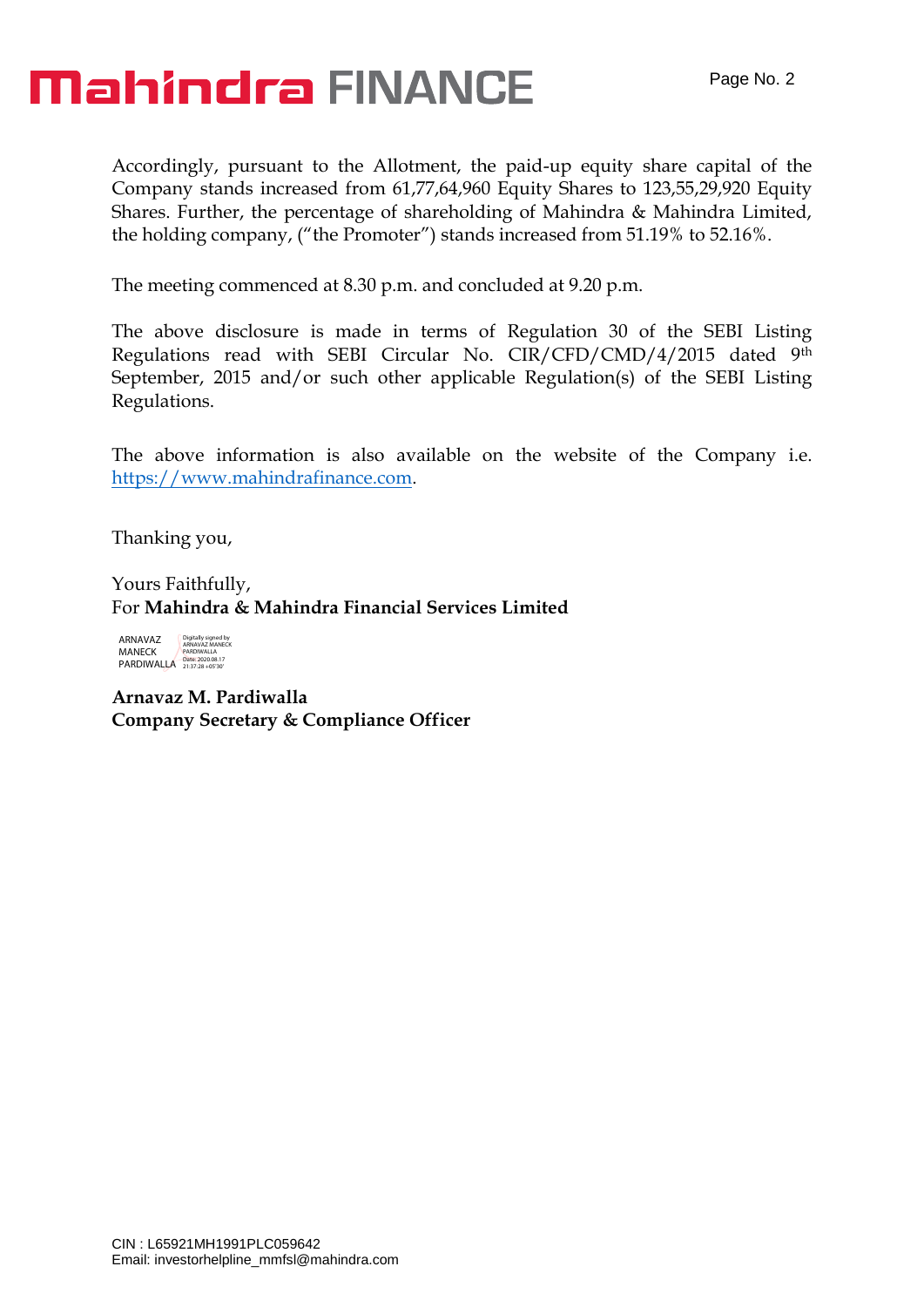Accordingly, pursuant to the Allotment, the paid-up equity share capital of the Company stands increased from 61,77,64,960 Equity Shares to 123,55,29,920 Equity Shares. Further, the percentage of shareholding of Mahindra & Mahindra Limited, the holding company, ("the Promoter") stands increased from 51.19% to 52.16%.

The meeting commenced at 8.30 p.m. and concluded at 9.20 p.m.

The above disclosure is made in terms of Regulation 30 of the SEBI Listing Regulations read with SEBI Circular No. CIR/CFD/CMD/4/2015 dated 9th September, 2015 and/or such other applicable Regulation(s) of the SEBI Listing Regulations.

The above information is also available on the website of the Company i.e. https://www.mahindrafinance.com.

Thanking you,

Yours Faithfully,
For **Mahindra & Mahindra Financial Services Limited**

ARNAVAZ MANECK PARDIWALLA
Digitally signed by ARNAVAZ MANECK PARDIWALLA
Date: 2020.08.17 21:37:28 +05'30'

**Arnavaz M. Pardiwalla**
**Company Secretary & Compliance Officer**

CIN : L65921MH1991PLC059642
Email: investorhelpline_mmfsl@mahindra.com